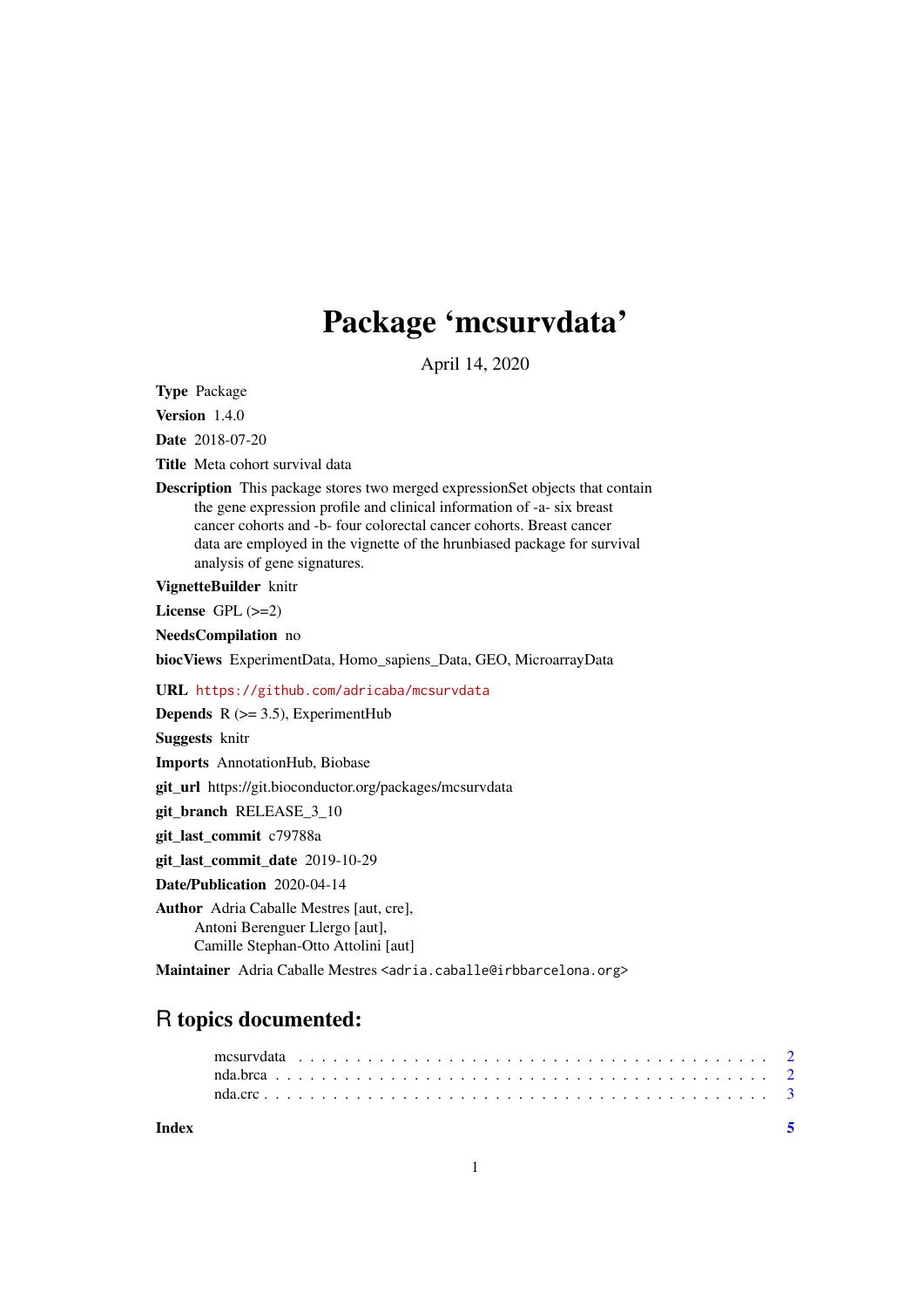# Package 'mcsurvdata'

April 14, 2020

**Type** Package

**Version** 1.4.0

**Date** 2018-07-20

**Title** Meta cohort survival data

**Description** This package stores two merged expressionSet objects that contain the gene expression profile and clinical information of -a- six breast cancer cohorts and -b- four colorectal cancer cohorts. Breast cancer data are employed in the vignette of the hrunbiased package for survival analysis of gene signatures.

**VignetteBuilder** knitr

**License** GPL (>=2)

**NeedsCompilation** no

**biocViews** ExperimentData, Homo_sapiens_Data, GEO, MicroarrayData

**URL** https://github.com/adricaba/mcsurvdata

**Depends** R (>= 3.5), ExperimentHub

**Suggests** knitr

**Imports** AnnotationHub, Biobase

**git_url** https://git.bioconductor.org/packages/mcsurvdata

**git_branch** RELEASE_3_10

**git_last_commit** c79788a

**git_last_commit_date** 2019-10-29

**Date/Publication** 2020-04-14

**Author** Adria Caballe Mestres [aut, cre],
Antoni Berenguer Llergo [aut],
Camille Stephan-Otto Attolini [aut]

**Maintainer** Adria Caballe Mestres <adria.caballe@irbbarcelona.org>

## R topics documented:

mcsurvdata . . . . . . . . . . . . . . . . . . . . . . . . . . . . . . . . . . . . . . . 2
nda.brca . . . . . . . . . . . . . . . . . . . . . . . . . . . . . . . . . . . . . . . . . 2
nda.crc . . . . . . . . . . . . . . . . . . . . . . . . . . . . . . . . . . . . . . . . . . 3

**Index** 5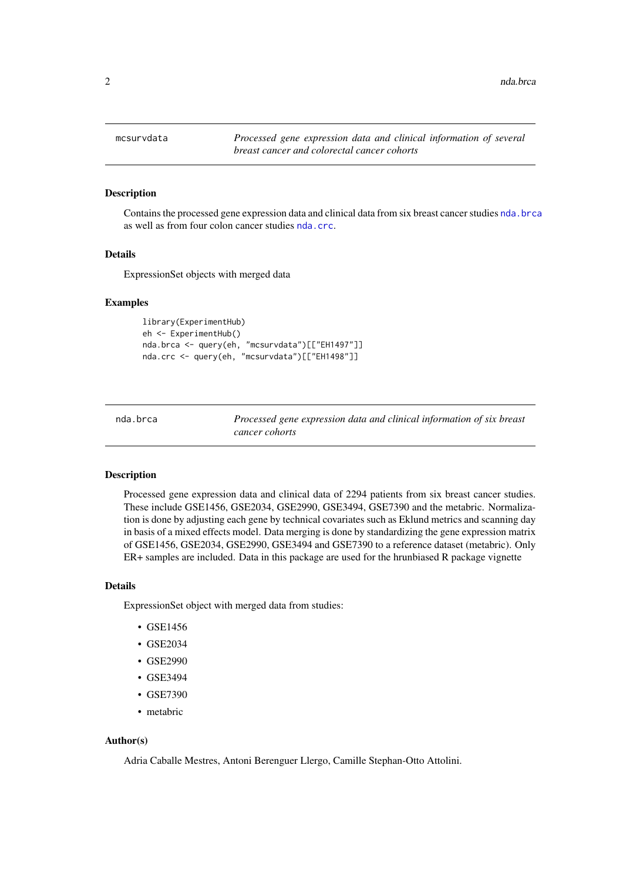## mcsurvdata — *Processed gene expression data and clinical information of several breast cancer and colorectal cancer cohorts*

### Description

Contains the processed gene expression data and clinical data from six breast cancer studies nda.brca as well as from four colon cancer studies nda.crc.

### Details

ExpressionSet objects with merged data

### Examples

```
library(ExperimentHub)
eh <- ExperimentHub()
nda.brca <- query(eh, "mcsurvdata")[["EH1497"]]
nda.crc <- query(eh, "mcsurvdata")[["EH1498"]]
```

## nda.brca — *Processed gene expression data and clinical information of six breast cancer cohorts*

### Description

Processed gene expression data and clinical data of 2294 patients from six breast cancer studies. These include GSE1456, GSE2034, GSE2990, GSE3494, GSE7390 and the metabric. Normalization is done by adjusting each gene by technical covariates such as Eklund metrics and scanning day in basis of a mixed effects model. Data merging is done by standardizing the gene expression matrix of GSE1456, GSE2034, GSE2990, GSE3494 and GSE7390 to a reference dataset (metabric). Only ER+ samples are included. Data in this package are used for the hrunbiased R package vignette

### Details

ExpressionSet object with merged data from studies:

- GSE1456
- GSE2034
- GSE2990
- GSE3494
- GSE7390
- metabric

### Author(s)

Adria Caballe Mestres, Antoni Berenguer Llergo, Camille Stephan-Otto Attolini.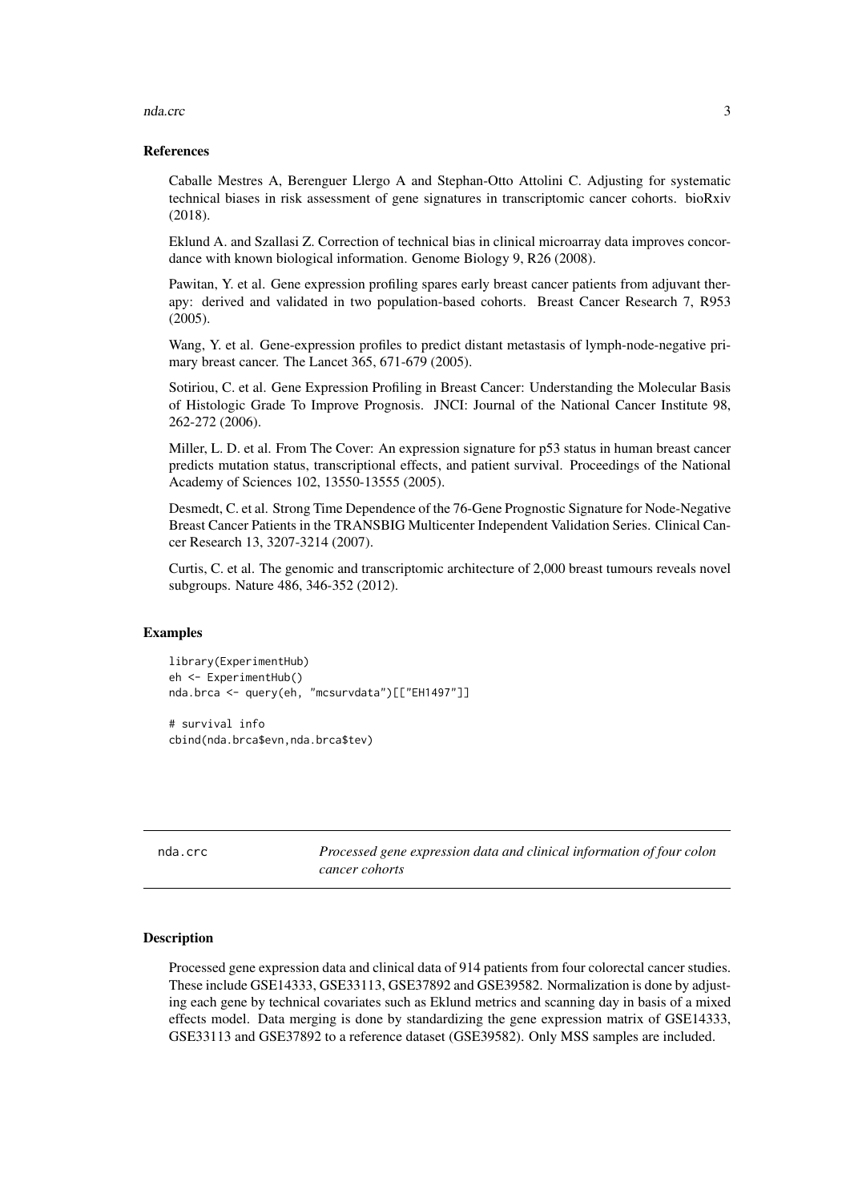## References

Caballe Mestres A, Berenguer Llergo A and Stephan-Otto Attolini C. Adjusting for systematic technical biases in risk assessment of gene signatures in transcriptomic cancer cohorts. bioRxiv (2018).

Eklund A. and Szallasi Z. Correction of technical bias in clinical microarray data improves concordance with known biological information. Genome Biology 9, R26 (2008).

Pawitan, Y. et al. Gene expression profiling spares early breast cancer patients from adjuvant therapy: derived and validated in two population-based cohorts. Breast Cancer Research 7, R953 (2005).

Wang, Y. et al. Gene-expression profiles to predict distant metastasis of lymph-node-negative primary breast cancer. The Lancet 365, 671-679 (2005).

Sotiriou, C. et al. Gene Expression Profiling in Breast Cancer: Understanding the Molecular Basis of Histologic Grade To Improve Prognosis. JNCI: Journal of the National Cancer Institute 98, 262-272 (2006).

Miller, L. D. et al. From The Cover: An expression signature for p53 status in human breast cancer predicts mutation status, transcriptional effects, and patient survival. Proceedings of the National Academy of Sciences 102, 13550-13555 (2005).

Desmedt, C. et al. Strong Time Dependence of the 76-Gene Prognostic Signature for Node-Negative Breast Cancer Patients in the TRANSBIG Multicenter Independent Validation Series. Clinical Cancer Research 13, 3207-3214 (2007).

Curtis, C. et al. The genomic and transcriptomic architecture of 2,000 breast tumours reveals novel subgroups. Nature 486, 346-352 (2012).

## Examples

```
library(ExperimentHub)
eh <- ExperimentHub()
nda.brca <- query(eh, "mcsurvdata")[["EH1497"]]

# survival info
cbind(nda.brca$evn,nda.brca$tev)
```

---

# nda.crc — *Processed gene expression data and clinical information of four colon cancer cohorts*

## Description

Processed gene expression data and clinical data of 914 patients from four colorectal cancer studies. These include GSE14333, GSE33113, GSE37892 and GSE39582. Normalization is done by adjusting each gene by technical covariates such as Eklund metrics and scanning day in basis of a mixed effects model. Data merging is done by standardizing the gene expression matrix of GSE14333, GSE33113 and GSE37892 to a reference dataset (GSE39582). Only MSS samples are included.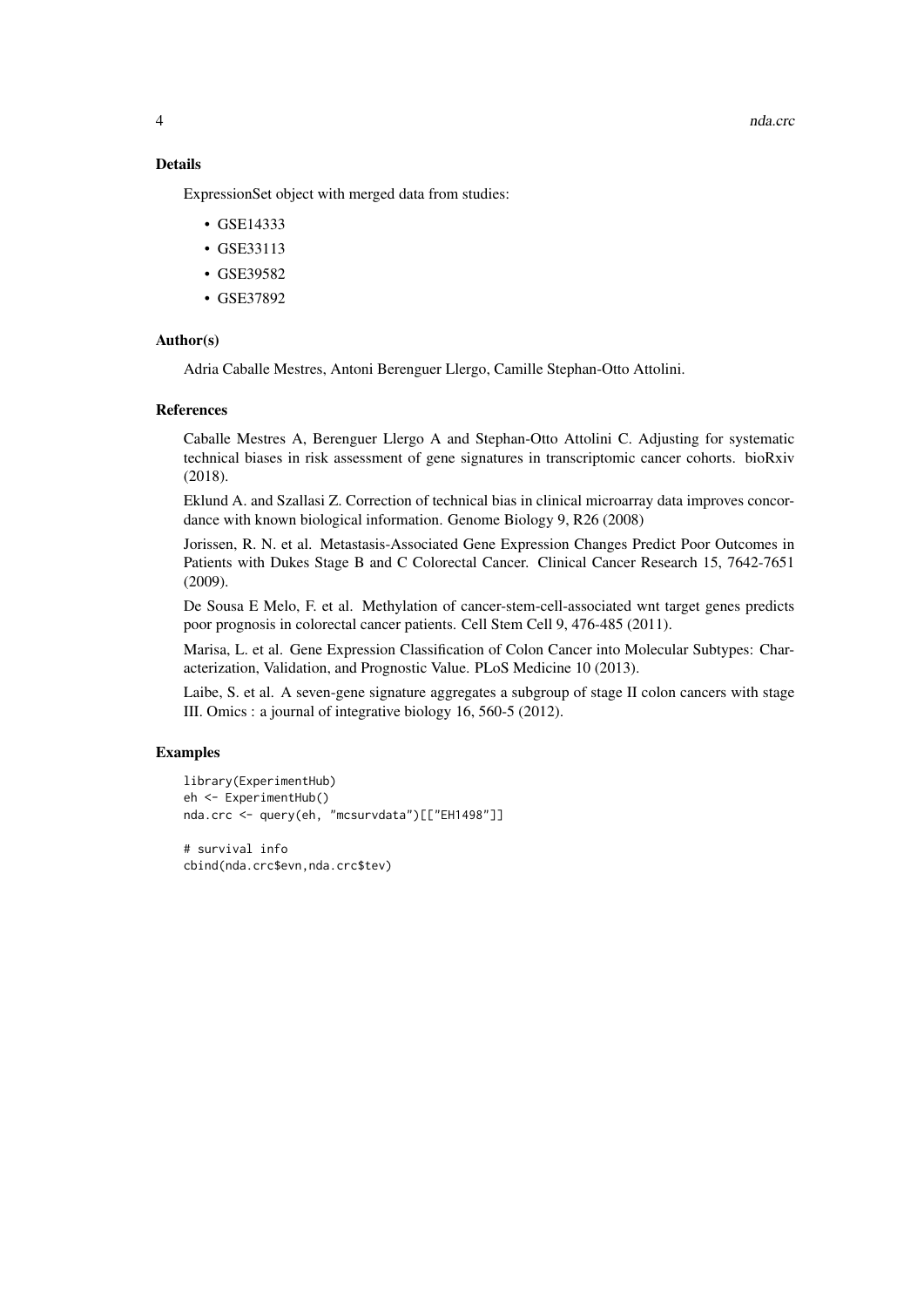## Details

ExpressionSet object with merged data from studies:

- GSE14333
- GSE33113
- GSE39582
- GSE37892

## Author(s)

Adria Caballe Mestres, Antoni Berenguer Llergo, Camille Stephan-Otto Attolini.

## References

Caballe Mestres A, Berenguer Llergo A and Stephan-Otto Attolini C. Adjusting for systematic technical biases in risk assessment of gene signatures in transcriptomic cancer cohorts. bioRxiv (2018).

Eklund A. and Szallasi Z. Correction of technical bias in clinical microarray data improves concordance with known biological information. Genome Biology 9, R26 (2008)

Jorissen, R. N. et al. Metastasis-Associated Gene Expression Changes Predict Poor Outcomes in Patients with Dukes Stage B and C Colorectal Cancer. Clinical Cancer Research 15, 7642-7651 (2009).

De Sousa E Melo, F. et al. Methylation of cancer-stem-cell-associated wnt target genes predicts poor prognosis in colorectal cancer patients. Cell Stem Cell 9, 476-485 (2011).

Marisa, L. et al. Gene Expression Classification of Colon Cancer into Molecular Subtypes: Characterization, Validation, and Prognostic Value. PLoS Medicine 10 (2013).

Laibe, S. et al. A seven-gene signature aggregates a subgroup of stage II colon cancers with stage III. Omics : a journal of integrative biology 16, 560-5 (2012).

## Examples

```
library(ExperimentHub)
eh <- ExperimentHub()
nda.crc <- query(eh, "mcsurvdata")[["EH1498"]]

# survival info
cbind(nda.crc$evn,nda.crc$tev)
```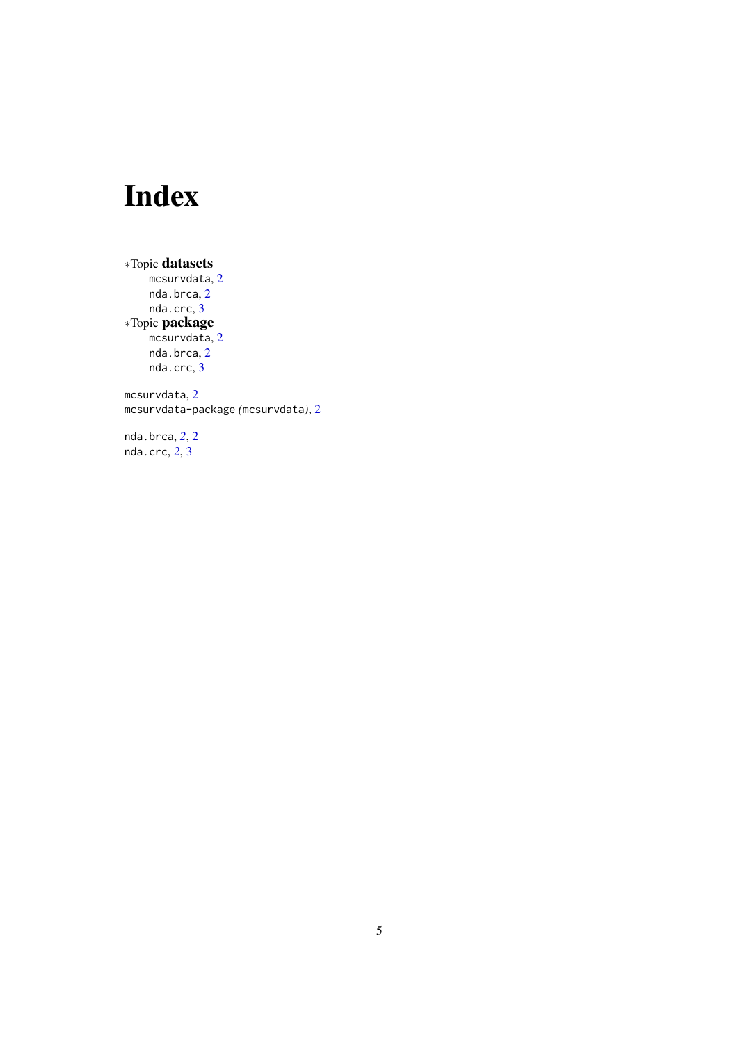# Index

∗Topic **datasets**

  mcsurvdata, 2
  nda.brca, 2
  nda.crc, 3

∗Topic **package**

  mcsurvdata, 2
  nda.brca, 2
  nda.crc, 3

mcsurvdata, 2
mcsurvdata-package *(*mcsurvdata*)*, 2

nda.brca, *2*, 2
nda.crc, *2*, 3